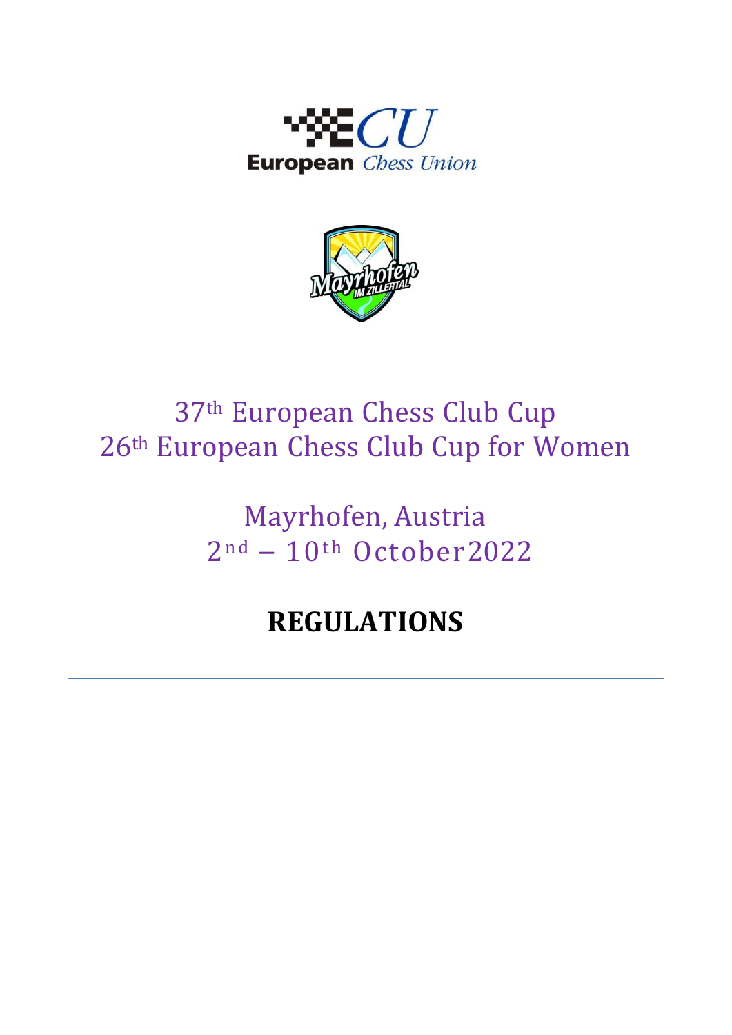37th European Chess Club Cup
26th European Chess Club Cup for Women

Mayrhofen, Austria
2nd – 10th October 2022

# REGULATIONS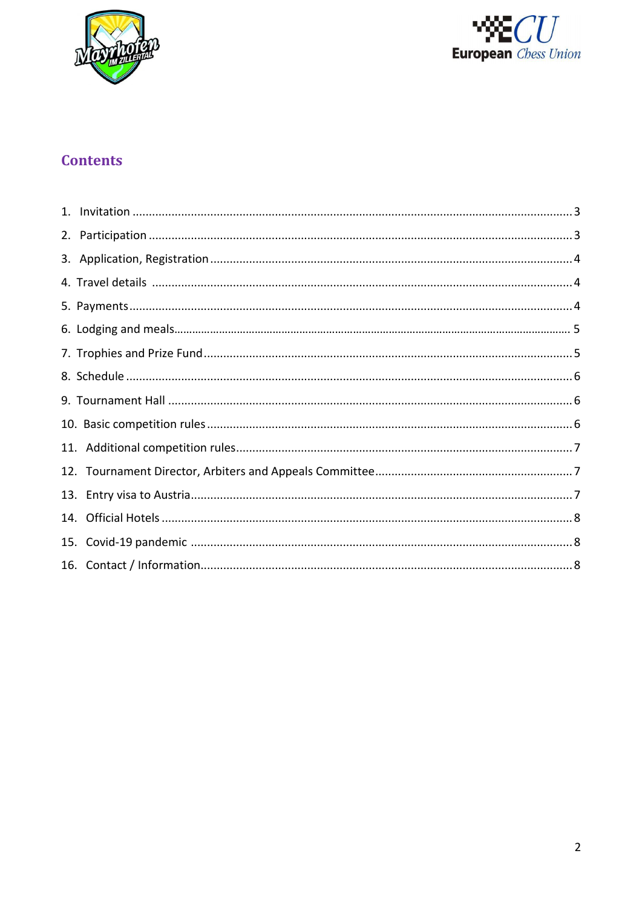## Contents

1. Invitation ........................................................................ 3
2. Participation ........................................................................ 3
3. Application, Registration ........................................................................ 4
4. Travel details ........................................................................ 4
5. Payments ........................................................................ 4
6. Lodging and meals ........................................................................ 5
7. Trophies and Prize Fund ........................................................................ 5
8. Schedule ........................................................................ 6
9. Tournament Hall ........................................................................ 6
10. Basic competition rules ........................................................................ 6
11. Additional competition rules ........................................................................ 7
12. Tournament Director, Arbiters and Appeals Committee ........................................................................ 7
13. Entry visa to Austria ........................................................................ 7
14. Official Hotels ........................................................................ 8
15. Covid-19 pandemic ........................................................................ 8
16. Contact / Information ........................................................................ 8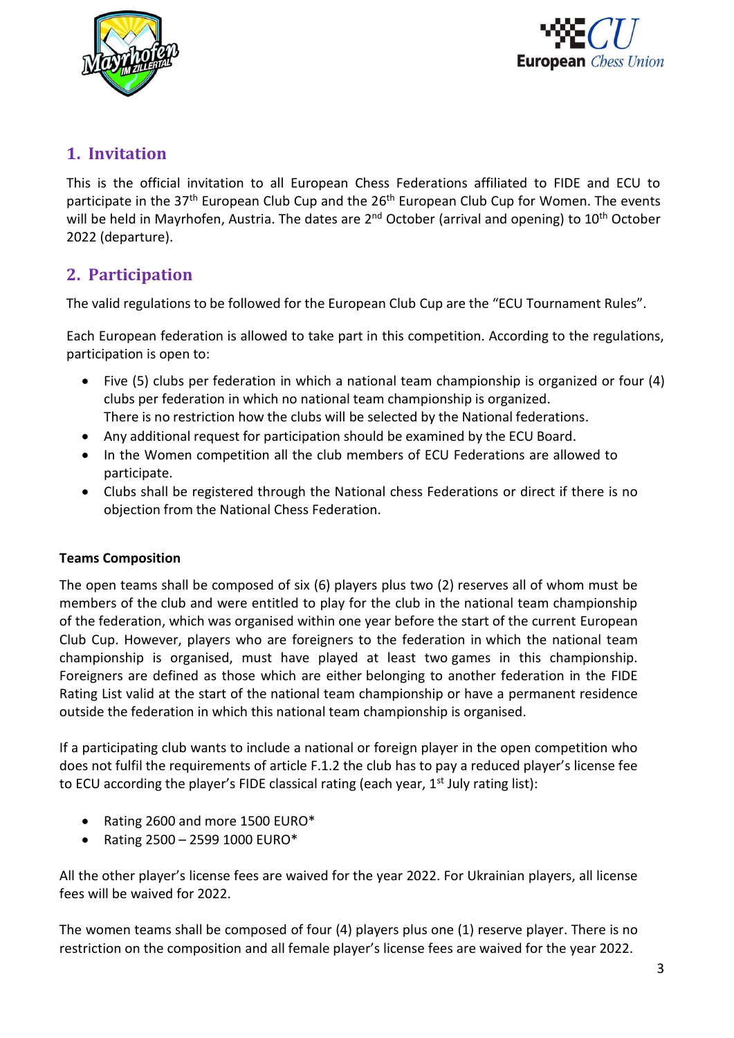## 1. Invitation

This is the official invitation to all European Chess Federations affiliated to FIDE and ECU to participate in the 37th European Club Cup and the 26th European Club Cup for Women. The events will be held in Mayrhofen, Austria. The dates are 2nd October (arrival and opening) to 10th October 2022 (departure).

## 2. Participation

The valid regulations to be followed for the European Club Cup are the "ECU Tournament Rules".

Each European federation is allowed to take part in this competition. According to the regulations, participation is open to:

- Five (5) clubs per federation in which a national team championship is organized or four (4) clubs per federation in which no national team championship is organized.
  There is no restriction how the clubs will be selected by the National federations.
- Any additional request for participation should be examined by the ECU Board.
- In the Women competition all the club members of ECU Federations are allowed to participate.
- Clubs shall be registered through the National chess Federations or direct if there is no objection from the National Chess Federation.

**Teams Composition**

The open teams shall be composed of six (6) players plus two (2) reserves all of whom must be members of the club and were entitled to play for the club in the national team championship of the federation, which was organised within one year before the start of the current European Club Cup. However, players who are foreigners to the federation in which the national team championship is organised, must have played at least two games in this championship. Foreigners are defined as those which are either belonging to another federation in the FIDE Rating List valid at the start of the national team championship or have a permanent residence outside the federation in which this national team championship is organised.

If a participating club wants to include a national or foreign player in the open competition who does not fulfil the requirements of article F.1.2 the club has to pay a reduced player's license fee to ECU according the player's FIDE classical rating (each year, 1st July rating list):

- Rating 2600 and more 1500 EURO*
- Rating 2500 – 2599 1000 EURO*

All the other player's license fees are waived for the year 2022. For Ukrainian players, all license fees will be waived for 2022.

The women teams shall be composed of four (4) players plus one (1) reserve player. There is no restriction on the composition and all female player's license fees are waived for the year 2022.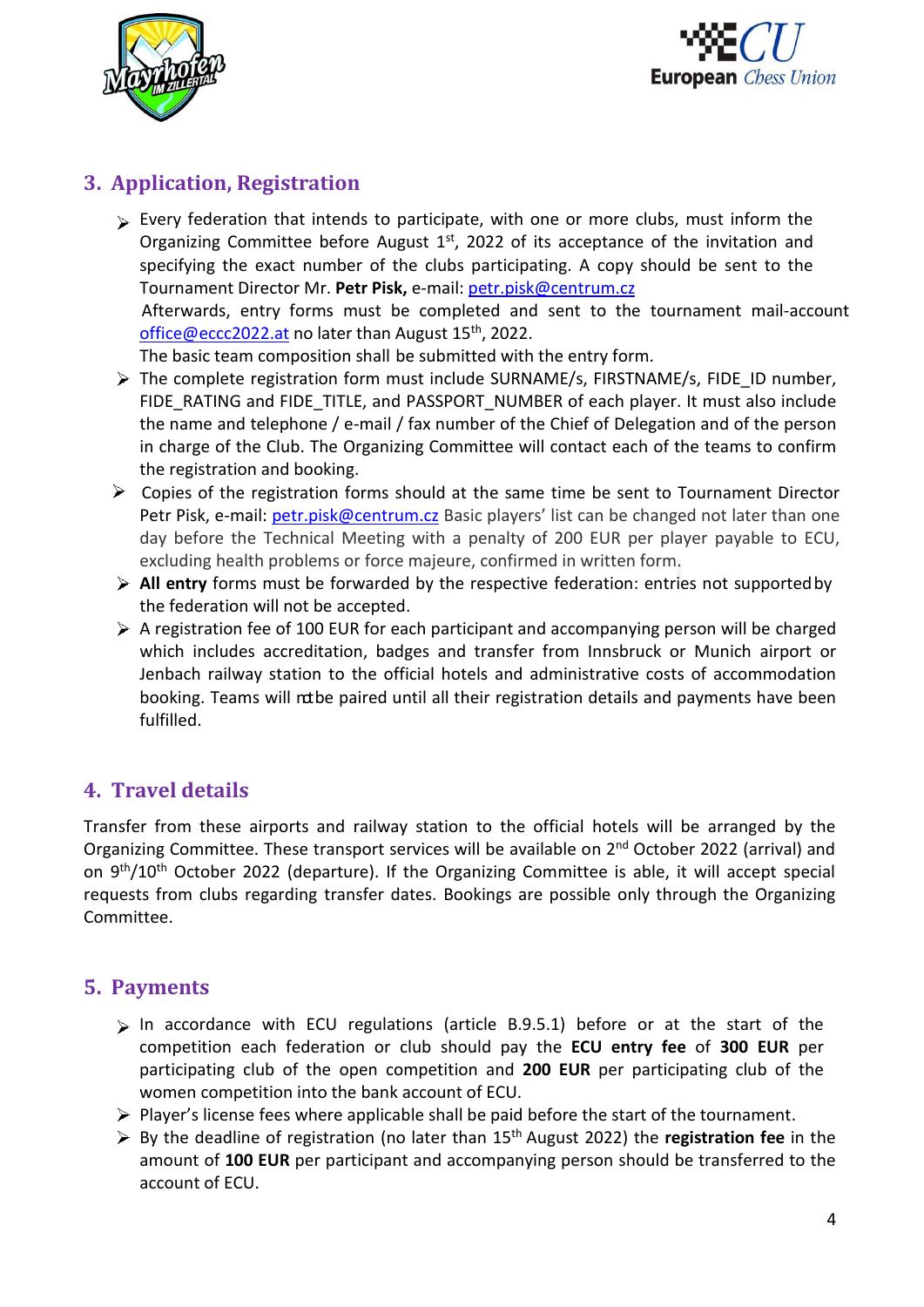## 3. Application, Registration

- Every federation that intends to participate, with one or more clubs, must inform the Organizing Committee before August 1st, 2022 of its acceptance of the invitation and specifying the exact number of the clubs participating. A copy should be sent to the Tournament Director Mr. **Petr Pisk,** e-mail: petr.pisk@centrum.cz
  Afterwards, entry forms must be completed and sent to the tournament mail-account office@eccc2022.at no later than August 15th, 2022.
  The basic team composition shall be submitted with the entry form.
- The complete registration form must include SURNAME/s, FIRSTNAME/s, FIDE_ID number, FIDE_RATING and FIDE_TITLE, and PASSPORT_NUMBER of each player. It must also include the name and telephone / e-mail / fax number of the Chief of Delegation and of the person in charge of the Club. The Organizing Committee will contact each of the teams to confirm the registration and booking.
- Copies of the registration forms should at the same time be sent to Tournament Director Petr Pisk, e-mail: petr.pisk@centrum.cz Basic players' list can be changed not later than one day before the Technical Meeting with a penalty of 200 EUR per player payable to ECU, excluding health problems or force majeure, confirmed in written form.
- **All entry** forms must be forwarded by the respective federation: entries not supported by the federation will not be accepted.
- A registration fee of 100 EUR for each participant and accompanying person will be charged which includes accreditation, badges and transfer from Innsbruck or Munich airport or Jenbach railway station to the official hotels and administrative costs of accommodation booking. Teams will not be paired until all their registration details and payments have been fulfilled.

## 4. Travel details

Transfer from these airports and railway station to the official hotels will be arranged by the Organizing Committee. These transport services will be available on 2nd October 2022 (arrival) and on 9th/10th October 2022 (departure). If the Organizing Committee is able, it will accept special requests from clubs regarding transfer dates. Bookings are possible only through the Organizing Committee.

## 5. Payments

- In accordance with ECU regulations (article B.9.5.1) before or at the start of the competition each federation or club should pay the **ECU entry fee** of **300 EUR** per participating club of the open competition and **200 EUR** per participating club of the women competition into the bank account of ECU.
- Player's license fees where applicable shall be paid before the start of the tournament.
- By the deadline of registration (no later than 15th August 2022) the **registration fee** in the amount of **100 EUR** per participant and accompanying person should be transferred to the account of ECU.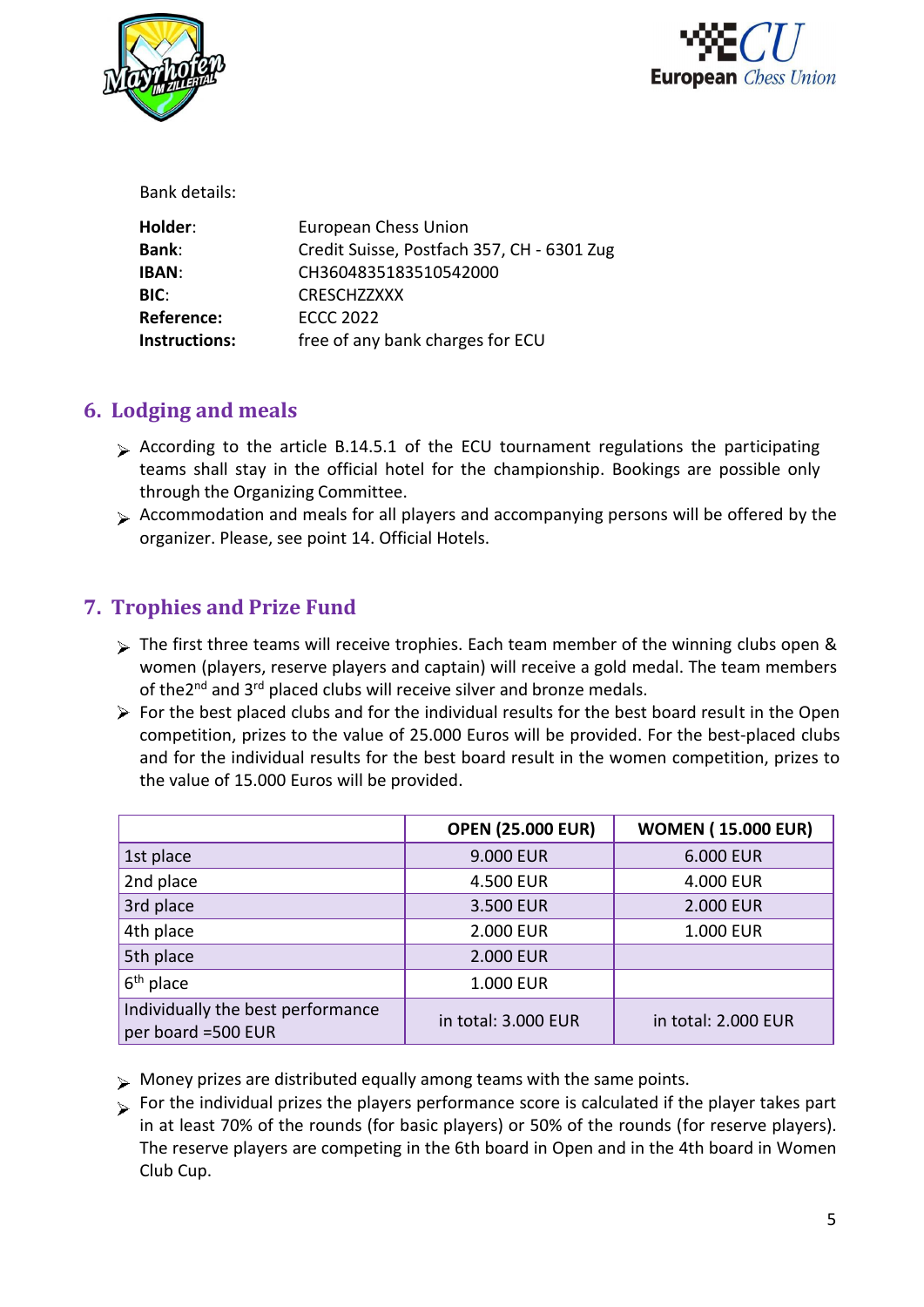Bank details:

| | |
|---|---|
| **Holder**: | European Chess Union |
| **Bank**: | Credit Suisse, Postfach 357, CH - 6301 Zug |
| **IBAN**: | CH3604835183510542000 |
| **BIC**: | CRESCHZZXXX |
| **Reference:** | ECCC 2022 |
| **Instructions:** | free of any bank charges for ECU |

## 6. Lodging and meals

- According to the article B.14.5.1 of the ECU tournament regulations the participating teams shall stay in the official hotel for the championship. Bookings are possible only through the Organizing Committee.
- Accommodation and meals for all players and accompanying persons will be offered by the organizer. Please, see point 14. Official Hotels.

## 7. Trophies and Prize Fund

- The first three teams will receive trophies. Each team member of the winning clubs open & women (players, reserve players and captain) will receive a gold medal. The team members of the2nd and 3rd placed clubs will receive silver and bronze medals.
- For the best placed clubs and for the individual results for the best board result in the Open competition, prizes to the value of 25.000 Euros will be provided. For the best-placed clubs and for the individual results for the best board result in the women competition, prizes to the value of 15.000 Euros will be provided.

| | **OPEN (25.000 EUR)** | **WOMEN ( 15.000 EUR)** |
|---|---|---|
| 1st place | 9.000 EUR | 6.000 EUR |
| 2nd place | 4.500 EUR | 4.000 EUR |
| 3rd place | 3.500 EUR | 2.000 EUR |
| 4th place | 2.000 EUR | 1.000 EUR |
| 5th place | 2.000 EUR | |
| 6th place | 1.000 EUR | |
| Individually the best performance per board =500 EUR | in total: 3.000 EUR | in total: 2.000 EUR |

- Money prizes are distributed equally among teams with the same points.
- For the individual prizes the players performance score is calculated if the player takes part in at least 70% of the rounds (for basic players) or 50% of the rounds (for reserve players). The reserve players are competing in the 6th board in Open and in the 4th board in Women Club Cup.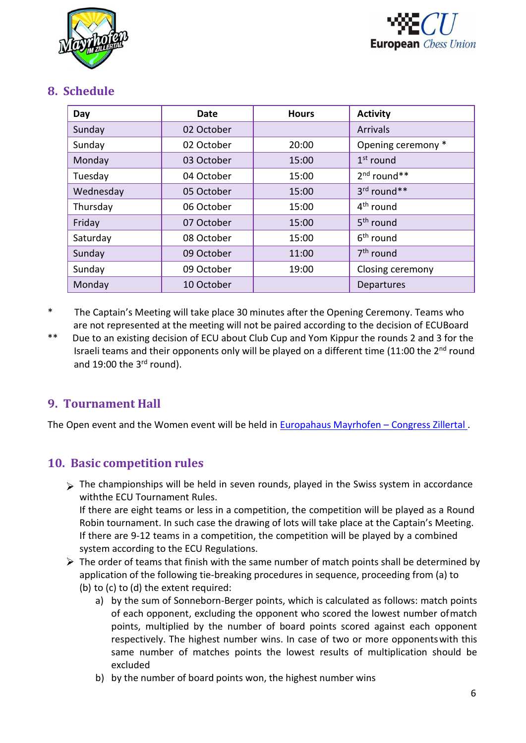## 8. Schedule

| Day | Date | Hours | Activity |
|---|---|---|---|
| Sunday | 02 October | | Arrivals |
| Sunday | 02 October | 20:00 | Opening ceremony * |
| Monday | 03 October | 15:00 | 1st round |
| Tuesday | 04 October | 15:00 | 2nd round** |
| Wednesday | 05 October | 15:00 | 3rd round** |
| Thursday | 06 October | 15:00 | 4th round |
| Friday | 07 October | 15:00 | 5th round |
| Saturday | 08 October | 15:00 | 6th round |
| Sunday | 09 October | 11:00 | 7th round |
| Sunday | 09 October | 19:00 | Closing ceremony |
| Monday | 10 October | | Departures |

\* The Captain's Meeting will take place 30 minutes after the Opening Ceremony. Teams who are not represented at the meeting will not be paired according to the decision of ECUBoard

\*\* Due to an existing decision of ECU about Club Cup and Yom Kippur the rounds 2 and 3 for the Israeli teams and their opponents only will be played on a different time (11:00 the 2nd round and 19:00 the 3rd round).

## 9. Tournament Hall

The Open event and the Women event will be held in [Europahaus Mayrhofen – Congress Zillertal](#).

## 10. Basic competition rules

- The championships will be held in seven rounds, played in the Swiss system in accordance withthe ECU Tournament Rules.
  If there are eight teams or less in a competition, the competition will be played as a Round Robin tournament. In such case the drawing of lots will take place at the Captain's Meeting.
  If there are 9-12 teams in a competition, the competition will be played by a combined system according to the ECU Regulations.
- The order of teams that finish with the same number of match points shall be determined by application of the following tie-breaking procedures in sequence, proceeding from (a) to (b) to (c) to (d) the extent required:
  a) by the sum of Sonneborn-Berger points, which is calculated as follows: match points of each opponent, excluding the opponent who scored the lowest number ofmatch points, multiplied by the number of board points scored against each opponent respectively. The highest number wins. In case of two or more opponentswith this same number of matches points the lowest results of multiplication should be excluded
  b) by the number of board points won, the highest number wins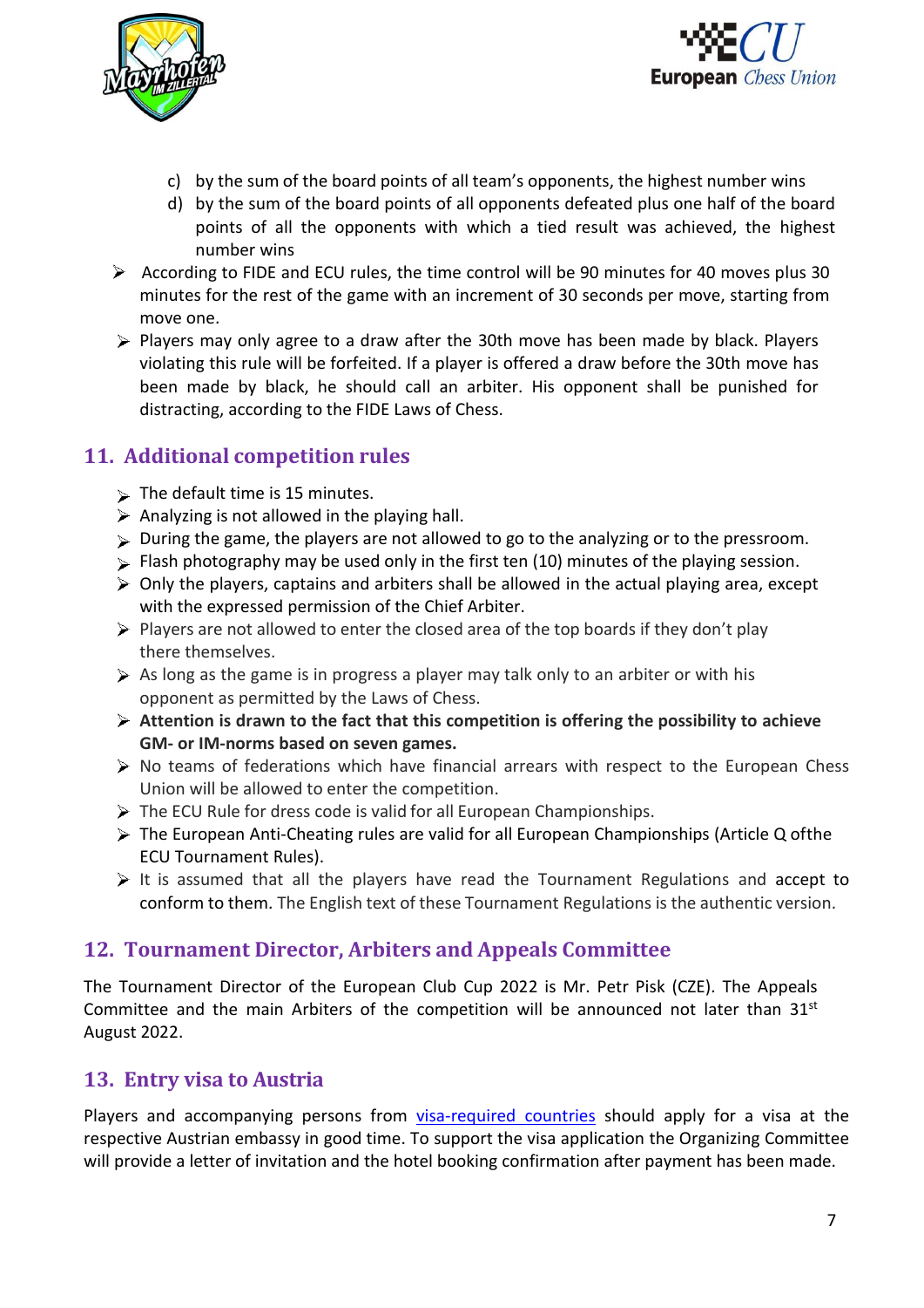c) by the sum of the board points of all team's opponents, the highest number wins
d) by the sum of the board points of all opponents defeated plus one half of the board points of all the opponents with which a tied result was achieved, the highest number wins

- According to FIDE and ECU rules, the time control will be 90 minutes for 40 moves plus 30 minutes for the rest of the game with an increment of 30 seconds per move, starting from move one.
- Players may only agree to a draw after the 30th move has been made by black. Players violating this rule will be forfeited. If a player is offered a draw before the 30th move has been made by black, he should call an arbiter. His opponent shall be punished for distracting, according to the FIDE Laws of Chess.

## 11. Additional competition rules

- The default time is 15 minutes.
- Analyzing is not allowed in the playing hall.
- During the game, the players are not allowed to go to the analyzing or to the pressroom.
- Flash photography may be used only in the first ten (10) minutes of the playing session.
- Only the players, captains and arbiters shall be allowed in the actual playing area, except with the expressed permission of the Chief Arbiter.
- Players are not allowed to enter the closed area of the top boards if they don't play there themselves.
- As long as the game is in progress a player may talk only to an arbiter or with his opponent as permitted by the Laws of Chess.
- **Attention is drawn to the fact that this competition is offering the possibility to achieve GM- or IM-norms based on seven games.**
- No teams of federations which have financial arrears with respect to the European Chess Union will be allowed to enter the competition.
- The ECU Rule for dress code is valid for all European Championships.
- The European Anti-Cheating rules are valid for all European Championships (Article Q ofthe ECU Tournament Rules).
- It is assumed that all the players have read the Tournament Regulations and accept to conform to them. The English text of these Tournament Regulations is the authentic version.

## 12. Tournament Director, Arbiters and Appeals Committee

The Tournament Director of the European Club Cup 2022 is Mr. Petr Pisk (CZE). The Appeals Committee and the main Arbiters of the competition will be announced not later than 31st August 2022.

## 13. Entry visa to Austria

Players and accompanying persons from visa-required countries should apply for a visa at the respective Austrian embassy in good time. To support the visa application the Organizing Committee will provide a letter of invitation and the hotel booking confirmation after payment has been made.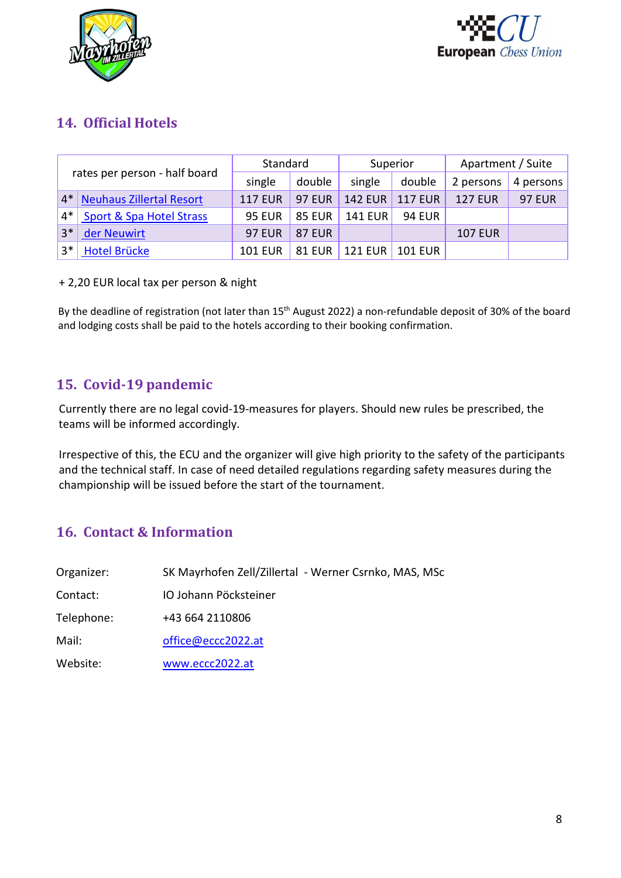## 14. Official Hotels

| rates per person - half board | | Standard | | Superior | | Apartment / Suite | |
|---|---|---|---|---|---|---|---|
| | | single | double | single | double | 2 persons | 4 persons |
| 4* | Neuhaus Zillertal Resort | 117 EUR | 97 EUR | 142 EUR | 117 EUR | 127 EUR | 97 EUR |
| 4* | Sport & Spa Hotel Strass | 95 EUR | 85 EUR | 141 EUR | 94 EUR | | |
| 3* | der Neuwirt | 97 EUR | 87 EUR | | | 107 EUR | |
| 3* | Hotel Brücke | 101 EUR | 81 EUR | 121 EUR | 101 EUR | | |

+ 2,20 EUR local tax per person & night

By the deadline of registration (not later than 15th August 2022) a non-refundable deposit of 30% of the board and lodging costs shall be paid to the hotels according to their booking confirmation.

## 15. Covid-19 pandemic

Currently there are no legal covid-19-measures for players. Should new rules be prescribed, the teams will be informed accordingly.

Irrespective of this, the ECU and the organizer will give high priority to the safety of the participants and the technical staff. In case of need detailed regulations regarding safety measures during the championship will be issued before the start of the tournament.

## 16. Contact & Information

Organizer: SK Mayrhofen Zell/Zillertal - Werner Csrnko, MAS, MSc

Contact: IO Johann Pöcksteiner

Telephone: +43 664 2110806

Mail: office@eccc2022.at

Website: www.eccc2022.at